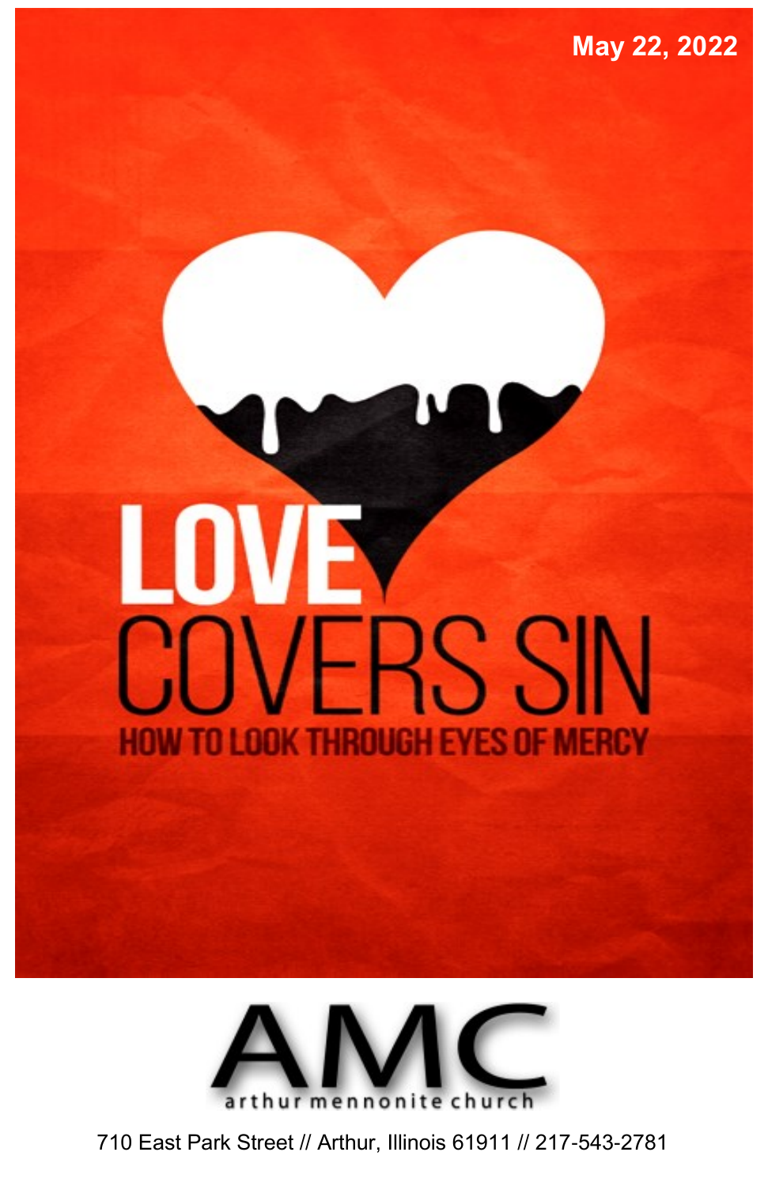May 22, 2022

# LOVE COVERS SIN

## HOW TO LOOK THROUGH EYES OF MERCY

# AMC

arthur mennonite church

710 East Park Street // Arthur, Illinois 61911 // 217-543-2781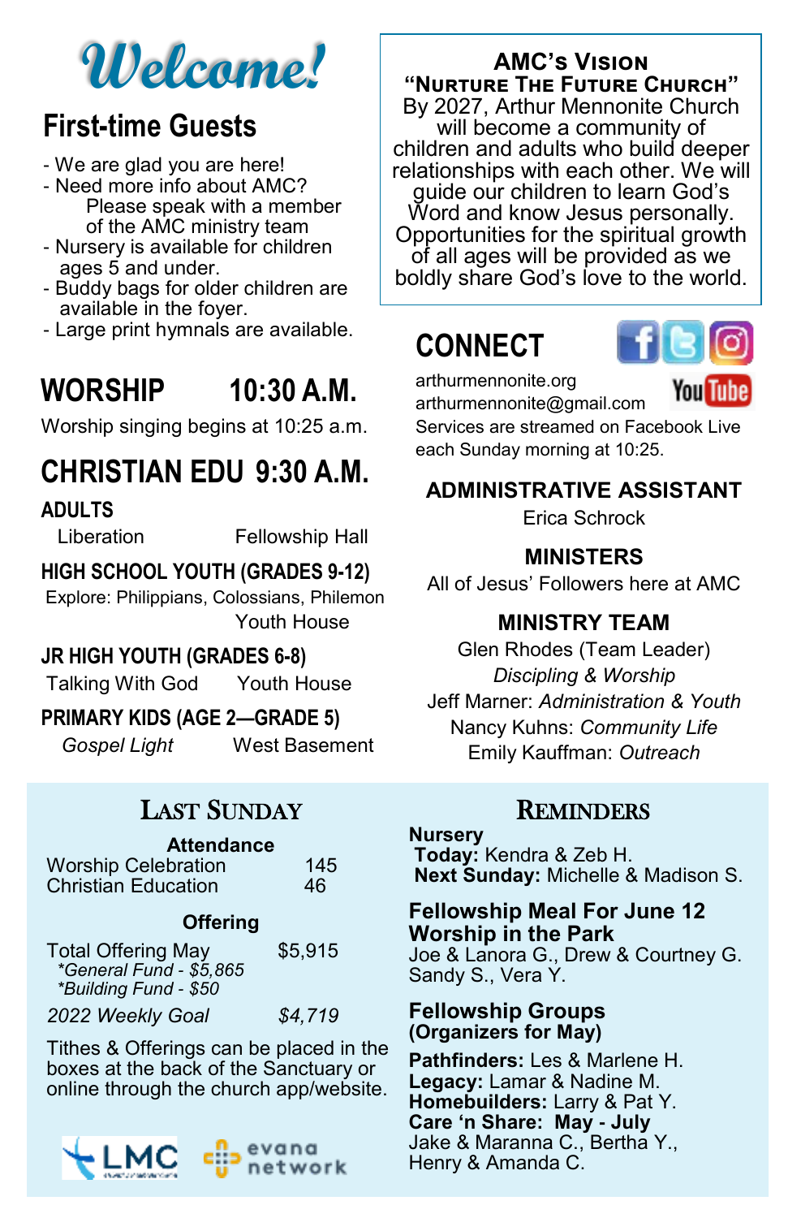# Welcome!

## First-time Guests

- We are glad you are here!
- Need more info about AMC? Please speak with a member of the AMC ministry team
- Nursery is available for children ages 5 and under.
- Buddy bags for older children are available in the foyer.
- Large print hymnals are available.

## WORSHIP 10:30 A.M.

Worship singing begins at 10:25 a.m.

## CHRISTIAN EDU 9:30 A.M.

### ADULTS

Liberation — Fellowship Hall

### HIGH SCHOOL YOUTH (GRADES 9-12)

Explore: Philippians, Colossians, Philemon — Youth House

### JR HIGH YOUTH (GRADES 6-8)

Talking With God — Youth House

### PRIMARY KIDS (AGE 2—GRADE 5)

*Gospel Light* — West Basement

## AMC's Vision

**"Nurture The Future Church"**

By 2027, Arthur Mennonite Church will become a community of children and adults who build deeper relationships with each other. We will guide our children to learn God's Word and know Jesus personally. Opportunities for the spiritual growth of all ages will be provided as we boldly share God's love to the world.

## CONNECT

arthurmennonite.org
arthurmennonite@gmail.com
Services are streamed on Facebook Live each Sunday morning at 10:25.

### ADMINISTRATIVE ASSISTANT

Erica Schrock

### MINISTERS

All of Jesus' Followers here at AMC

### MINISTRY TEAM

Glen Rhodes (Team Leader)
*Discipling & Worship*
Jeff Marner: *Administration & Youth*
Nancy Kuhns: *Community Life*
Emily Kauffman: *Outreach*

## Last Sunday

**Attendance**

| | |
|---|---|
| Worship Celebration | 145 |
| Christian Education | 46 |

**Offering**

| | |
|---|---|
| Total Offering May | $5,915 |
| *\*General Fund - $5,865* | |
| *\*Building Fund - $50* | |
| *2022 Weekly Goal* | *$4,719* |

Tithes & Offerings can be placed in the boxes at the back of the Sanctuary or online through the church app/website.

LMC — evana network

## Reminders

**Nursery**
**Today:** Kendra & Zeb H.
**Next Sunday:** Michelle & Madison S.

**Fellowship Meal For June 12**
**Worship in the Park**
Joe & Lanora G., Drew & Courtney G.
Sandy S., Vera Y.

**Fellowship Groups**
**(Organizers for May)**

**Pathfinders:** Les & Marlene H.
**Legacy:** Lamar & Nadine M.
**Homebuilders:** Larry & Pat Y.
**Care 'n Share: May - July**
Jake & Maranna C., Bertha Y.,
Henry & Amanda C.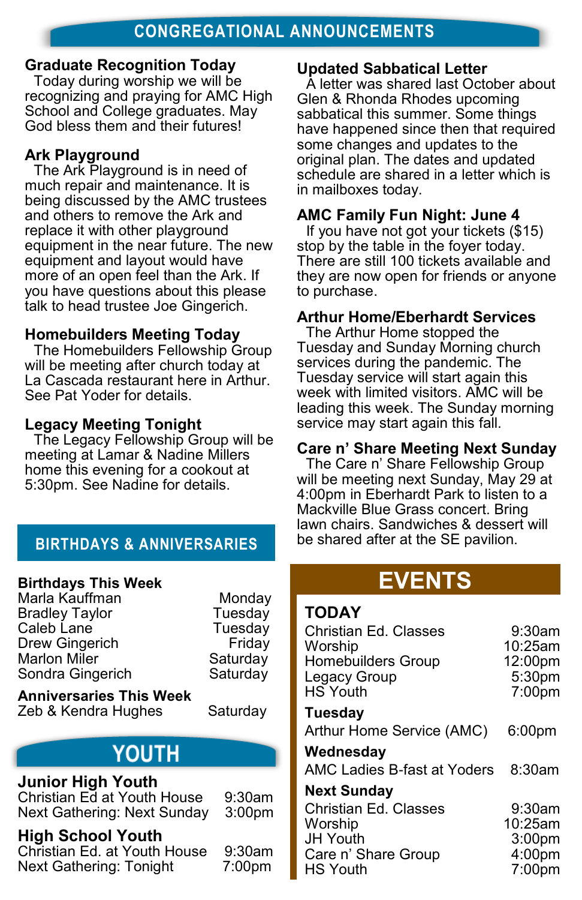# CONGREGATIONAL ANNOUNCEMENTS

### Graduate Recognition Today

Today during worship we will be recognizing and praying for AMC High School and College graduates. May God bless them and their futures!

### Ark Playground

The Ark Playground is in need of much repair and maintenance. It is being discussed by the AMC trustees and others to remove the Ark and replace it with other playground equipment in the near future. The new equipment and layout would have more of an open feel than the Ark. If you have questions about this please talk to head trustee Joe Gingerich.

### Homebuilders Meeting Today

The Homebuilders Fellowship Group will be meeting after church today at La Cascada restaurant here in Arthur. See Pat Yoder for details.

### Legacy Meeting Tonight

The Legacy Fellowship Group will be meeting at Lamar & Nadine Millers home this evening for a cookout at 5:30pm. See Nadine for details.

### Updated Sabbatical Letter

A letter was shared last October about Glen & Rhonda Rhodes upcoming sabbatical this summer. Some things have happened since then that required some changes and updates to the original plan. The dates and updated schedule are shared in a letter which is in mailboxes today.

### AMC Family Fun Night: June 4

If you have not got your tickets ($15) stop by the table in the foyer today. There are still 100 tickets available and they are now open for friends or anyone to purchase.

### Arthur Home/Eberhardt Services

The Arthur Home stopped the Tuesday and Sunday Morning church services during the pandemic. The Tuesday service will start again this week with limited visitors. AMC will be leading this week. The Sunday morning service may start again this fall.

### Care n' Share Meeting Next Sunday

The Care n' Share Fellowship Group will be meeting next Sunday, May 29 at 4:00pm in Eberhardt Park to listen to a Mackville Blue Grass concert. Bring lawn chairs. Sandwiches & dessert will be shared after at the SE pavilion.

## BIRTHDAYS & ANNIVERSARIES

**Birthdays This Week**

| | |
|---|---|
| Marla Kauffman | Monday |
| Bradley Taylor | Tuesday |
| Caleb Lane | Tuesday |
| Drew Gingerich | Friday |
| Marlon Miler | Saturday |
| Sondra Gingerich | Saturday |

**Anniversaries This Week**

| | |
|---|---|
| Zeb & Kendra Hughes | Saturday |

## YOUTH

**Junior High Youth**

| | |
|---|---|
| Christian Ed at Youth House | 9:30am |
| Next Gathering: Next Sunday | 3:00pm |

**High School Youth**

| | |
|---|---|
| Christian Ed. at Youth House | 9:30am |
| Next Gathering: Tonight | 7:00pm |

## EVENTS

**TODAY**

| | |
|---|---|
| Christian Ed. Classes | 9:30am |
| Worship | 10:25am |
| Homebuilders Group | 12:00pm |
| Legacy Group | 5:30pm |
| HS Youth | 7:00pm |

**Tuesday**

| | |
|---|---|
| Arthur Home Service (AMC) | 6:00pm |

**Wednesday**

| | |
|---|---|
| AMC Ladies B-fast at Yoders | 8:30am |

**Next Sunday**

| | |
|---|---|
| Christian Ed. Classes | 9:30am |
| Worship | 10:25am |
| JH Youth | 3:00pm |
| Care n' Share Group | 4:00pm |
| HS Youth | 7:00pm |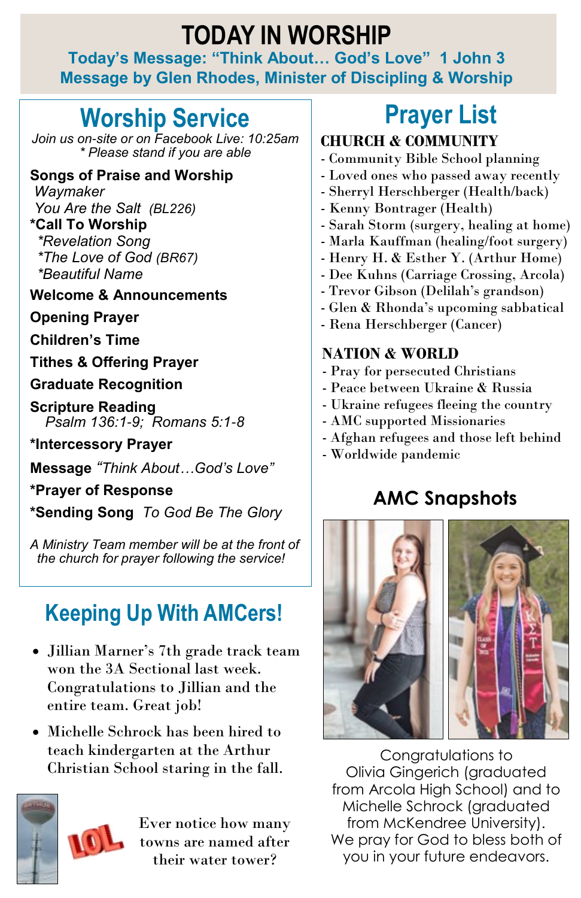# TODAY IN WORSHIP

**Today's Message: "Think About… God's Love" 1 John 3**
**Message by Glen Rhodes, Minister of Discipling & Worship**

## Worship Service

*Join us on-site or on Facebook Live: 10:25am*
*\* Please stand if you are able*

**Songs of Praise and Worship**
*Waymaker*
*You Are the Salt* (BL226)

***Call To Worship**
*\*Revelation Song*
*\*The Love of God* (BR67)
*\*Beautiful Name*

**Welcome & Announcements**

**Opening Prayer**

**Children's Time**

**Tithes & Offering Prayer**

**Graduate Recognition**

**Scripture Reading**
*Psalm 136:1-9; Romans 5:1-8*

***Intercessory Prayer**

**Message** *"Think About…God's Love"*

***Prayer of Response**

***Sending Song** *To God Be The Glory*

*A Ministry Team member will be at the front of the church for prayer following the service!*

## Keeping Up With AMCers!

- Jillian Marner's 7th grade track team won the 3A Sectional last week. Congratulations to Jillian and the entire team. Great job!
- Michelle Schrock has been hired to teach kindergarten at the Arthur Christian School staring in the fall.

Ever notice how many towns are named after their water tower?

## Prayer List

**CHURCH & COMMUNITY**

- Community Bible School planning
- Loved ones who passed away recently
- Sherryl Herschberger (Health/back)
- Kenny Bontrager (Health)
- Sarah Storm (surgery, healing at home)
- Marla Kauffman (healing/foot surgery)
- Henry H. & Esther Y. (Arthur Home)
- Dee Kuhns (Carriage Crossing, Arcola)
- Trevor Gibson (Delilah's grandson)
- Glen & Rhonda's upcoming sabbatical
- Rena Herschberger (Cancer)

**NATION & WORLD**

- Pray for persecuted Christians
- Peace between Ukraine & Russia
- Ukraine refugees fleeing the country
- AMC supported Missionaries
- Afghan refugees and those left behind
- Worldwide pandemic

## AMC Snapshots

Congratulations to Olivia Gingerich (graduated from Arcola High School) and to Michelle Schrock (graduated from McKendree University). We pray for God to bless both of you in your future endeavors.